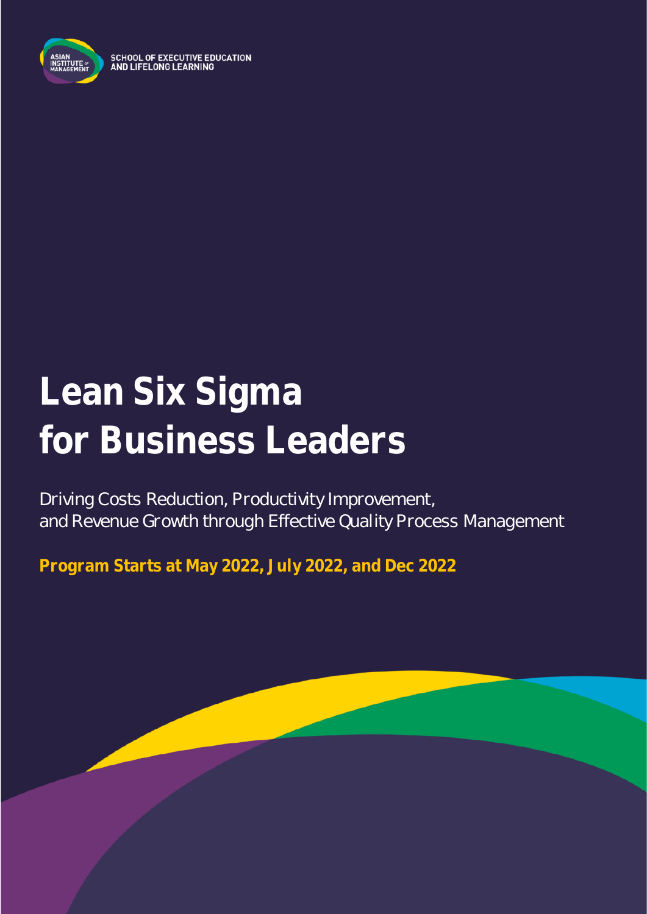SCHOOL OF EXECUTIVE EDUCATION
AND LIFELONG LEARNING

# Lean Six Sigma for Business Leaders

Driving Costs Reduction, Productivity Improvement, and Revenue Growth through Effective Quality Process Management

**Program Starts at May 2022, July 2022, and Dec 2022**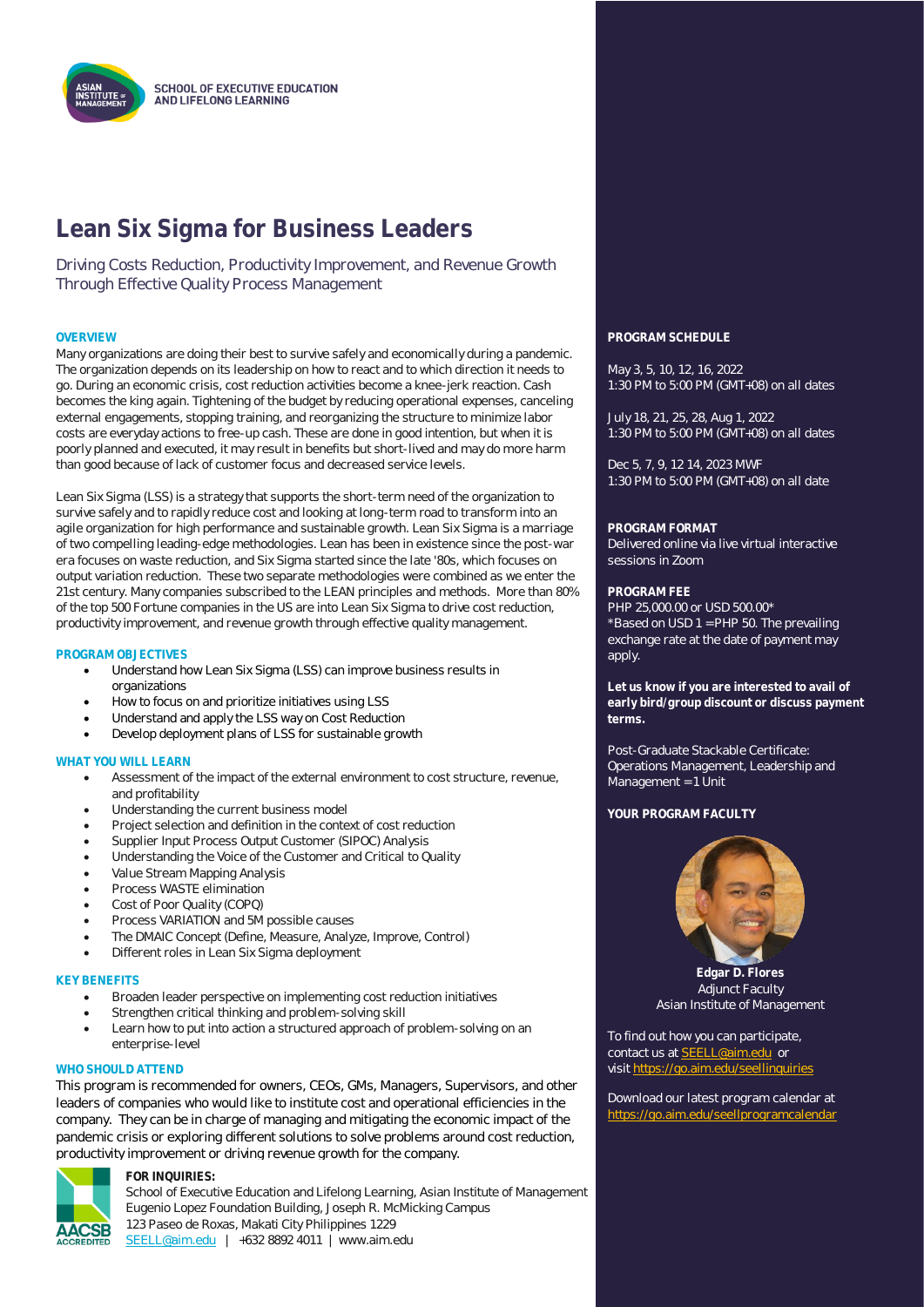SCHOOL OF EXECUTIVE EDUCATION AND LIFELONG LEARNING

# Lean Six Sigma for Business Leaders

Driving Costs Reduction, Productivity Improvement, and Revenue Growth Through Effective Quality Process Management

### OVERVIEW

Many organizations are doing their best to survive safely and economically during a pandemic. The organization depends on its leadership on how to react and to which direction it needs to go. During an economic crisis, cost reduction activities become a knee-jerk reaction. Cash becomes the king again. Tightening of the budget by reducing operational expenses, canceling external engagements, stopping training, and reorganizing the structure to minimize labor costs are everyday actions to free-up cash. These are done in good intention, but when it is poorly planned and executed, it may result in benefits but short-lived and may do more harm than good because of lack of customer focus and decreased service levels.

Lean Six Sigma (LSS) is a strategy that supports the short-term need of the organization to survive safely and to rapidly reduce cost and looking at long-term road to transform into an agile organization for high performance and sustainable growth. Lean Six Sigma is a marriage of two compelling leading-edge methodologies. Lean has been in existence since the post-war era focuses on waste reduction, and Six Sigma started since the late '80s, which focuses on output variation reduction. These two separate methodologies were combined as we enter the 21st century. Many companies subscribed to the LEAN principles and methods. More than 80% of the top 500 Fortune companies in the US are into Lean Six Sigma to drive cost reduction, productivity improvement, and revenue growth through effective quality management.

### PROGRAM OBJECTIVES

- Understand how Lean Six Sigma (LSS) can improve business results in organizations
- How to focus on and prioritize initiatives using LSS
- Understand and apply the LSS way on Cost Reduction
- Develop deployment plans of LSS for sustainable growth

### WHAT YOU WILL LEARN

- Assessment of the impact of the external environment to cost structure, revenue, and profitability
- Understanding the current business model
- Project selection and definition in the context of cost reduction
- Supplier Input Process Output Customer (SIPOC) Analysis
- Understanding the Voice of the Customer and Critical to Quality
- Value Stream Mapping Analysis
- Process WASTE elimination
- Cost of Poor Quality (COPQ)
- Process VARIATION and 5M possible causes
- The DMAIC Concept (Define, Measure, Analyze, Improve, Control)
- Different roles in Lean Six Sigma deployment

### KEY BENEFITS

- Broaden leader perspective on implementing cost reduction initiatives
- Strengthen critical thinking and problem-solving skill
- Learn how to put into action a structured approach of problem-solving on an enterprise-level

### WHO SHOULD ATTEND

This program is recommended for owners, CEOs, GMs, Managers, Supervisors, and other leaders of companies who would like to institute cost and operational efficiencies in the company. They can be in charge of managing and mitigating the economic impact of the pandemic crisis or exploring different solutions to solve problems around cost reduction, productivity improvement or driving revenue growth for the company.

**FOR INQUIRIES:**
School of Executive Education and Lifelong Learning, Asian Institute of Management
Eugenio Lopez Foundation Building, Joseph R. McMicking Campus
123 Paseo de Roxas, Makati City Philippines 1229
SEELL@aim.edu | +632 8892 4011 | www.aim.edu

### PROGRAM SCHEDULE

May 3, 5, 10, 12, 16, 2022
1:30 PM to 5:00 PM (GMT+08) on all dates

July 18, 21, 25, 28, Aug 1, 2022
1:30 PM to 5:00 PM (GMT+08) on all dates

Dec 5, 7, 9, 12 14, 2023 MWF
1:30 PM to 5:00 PM (GMT+08) on all date

### PROGRAM FORMAT

Delivered online via live virtual interactive sessions in Zoom

### PROGRAM FEE

PHP 25,000.00 or USD 500.00*
*Based on USD 1 = PHP 50. The prevailing exchange rate at the date of payment may apply.

**Let us know if you are interested to avail of early bird/group discount or discuss payment terms.**

Post-Graduate Stackable Certificate: Operations Management, Leadership and Management = 1 Unit

### YOUR PROGRAM FACULTY

**Edgar D. Flores**
Adjunct Faculty
Asian Institute of Management

To find out how you can participate, contact us at SEELL@aim.edu or visit https://go.aim.edu/seellinquiries

Download our latest program calendar at https://go.aim.edu/seellprogramcalendar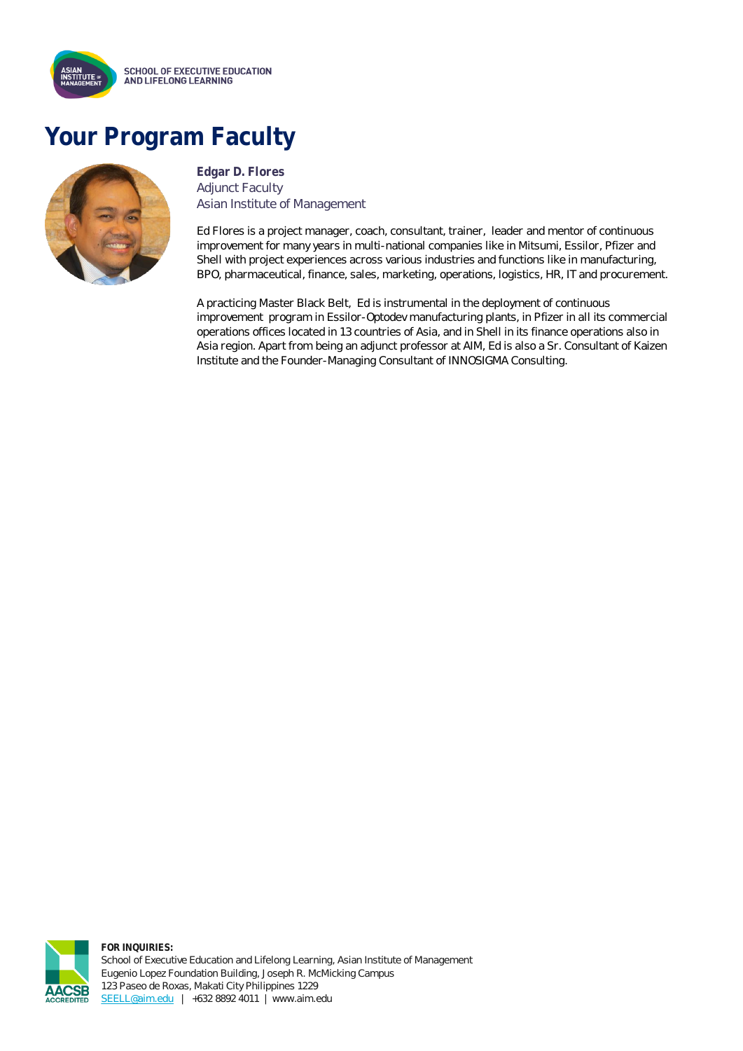# Your Program Faculty

**Edgar D. Flores**
Adjunct Faculty
Asian Institute of Management

Ed Flores is a project manager, coach, consultant, trainer, leader and mentor of continuous improvement for many years in multi-national companies like in Mitsumi, Essilor, Pfizer and Shell with project experiences across various industries and functions like in manufacturing, BPO, pharmaceutical, finance, sales, marketing, operations, logistics, HR, IT and procurement.

A practicing Master Black Belt, Ed is instrumental in the deployment of continuous improvement program in Essilor-Optodev manufacturing plants, in Pfizer in all its commercial operations offices located in 13 countries of Asia, and in Shell in its finance operations also in Asia region. Apart from being an adjunct professor at AIM, Ed is also a Sr. Consultant of Kaizen Institute and the Founder-Managing Consultant of INNOSIGMA Consulting.

**FOR INQUIRIES:**
School of Executive Education and Lifelong Learning, Asian Institute of Management
Eugenio Lopez Foundation Building, Joseph R. McMicking Campus
123 Paseo de Roxas, Makati City Philippines 1229
SEELL@aim.edu | +632 8892 4011 | www.aim.edu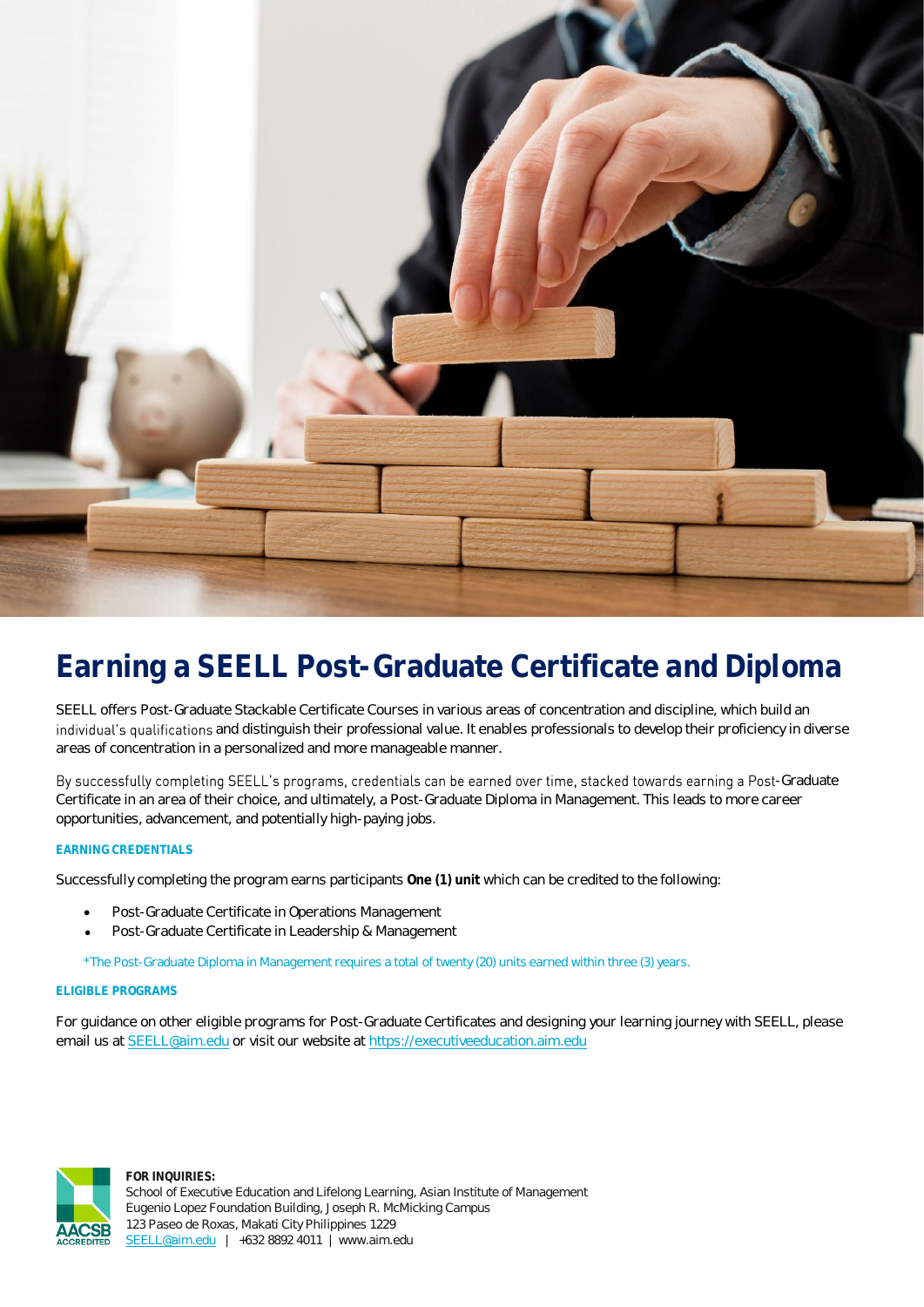# Earning a SEELL Post-Graduate Certificate and Diploma

SEELL offers Post-Graduate Stackable Certificate Courses in various areas of concentration and discipline, which build an individual's qualifications and distinguish their professional value. It enables professionals to develop their proficiency in diverse areas of concentration in a personalized and more manageable manner.

By successfully completing SEELL's programs, credentials can be earned over time, stacked towards earning a Post-Graduate Certificate in an area of their choice, and ultimately, a Post-Graduate Diploma in Management. This leads to more career opportunities, advancement, and potentially high-paying jobs.

#### EARNING CREDENTIALS

Successfully completing the program earns participants **One (1) unit** which can be credited to the following:

- Post-Graduate Certificate in Operations Management
- Post-Graduate Certificate in Leadership & Management

*The Post-Graduate Diploma in Management requires a total of twenty (20) units earned within three (3) years.

#### ELIGIBLE PROGRAMS

For guidance on other eligible programs for Post-Graduate Certificates and designing your learning journey with SEELL, please email us at SEELL@aim.edu or visit our website at https://executiveeducation.aim.edu

AACSB ACCREDITED

**FOR INQUIRIES:**
School of Executive Education and Lifelong Learning, Asian Institute of Management
Eugenio Lopez Foundation Building, Joseph R. McMicking Campus
123 Paseo de Roxas, Makati City Philippines 1229
SEELL@aim.edu | +632 8892 4011 | www.aim.edu